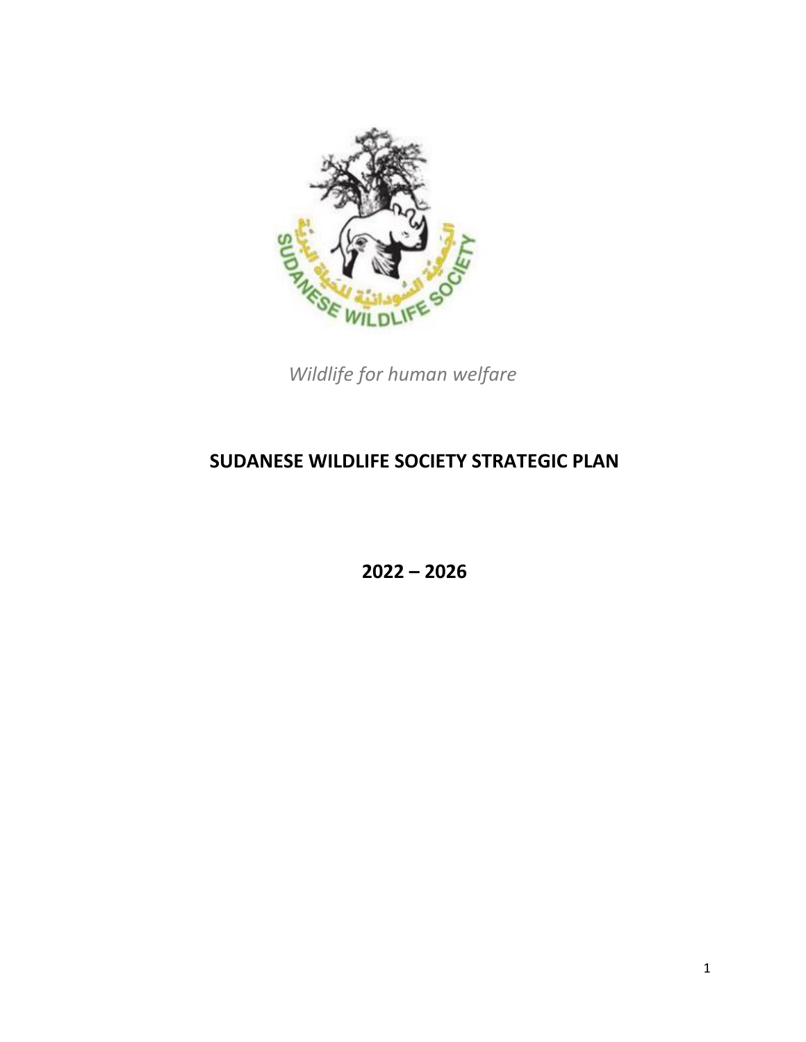*Wildlife for human welfare*

# SUDANESE WILDLIFE SOCIETY STRATEGIC PLAN

## 2022 – 2026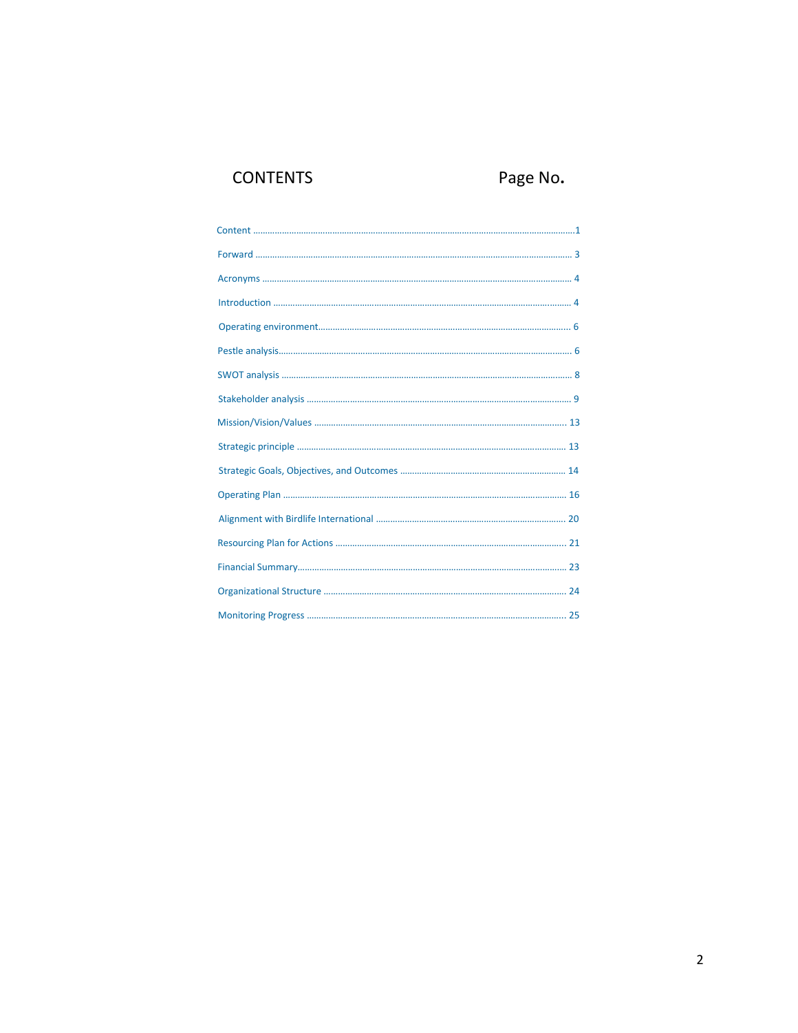# CONTENTS Page No.

| | |
|---|---|
| Content | 1 |
| Forward | 3 |
| Acronyms | 4 |
| Introduction | 4 |
| Operating environment | 6 |
| Pestle analysis | 6 |
| SWOT analysis | 8 |
| Stakeholder analysis | 9 |
| Mission/Vision/Values | 13 |
| Strategic principle | 13 |
| Strategic Goals, Objectives, and Outcomes | 14 |
| Operating Plan | 16 |
| Alignment with Birdlife International | 20 |
| Resourcing Plan for Actions | 21 |
| Financial Summary | 23 |
| Organizational Structure | 24 |
| Monitoring Progress | 25 |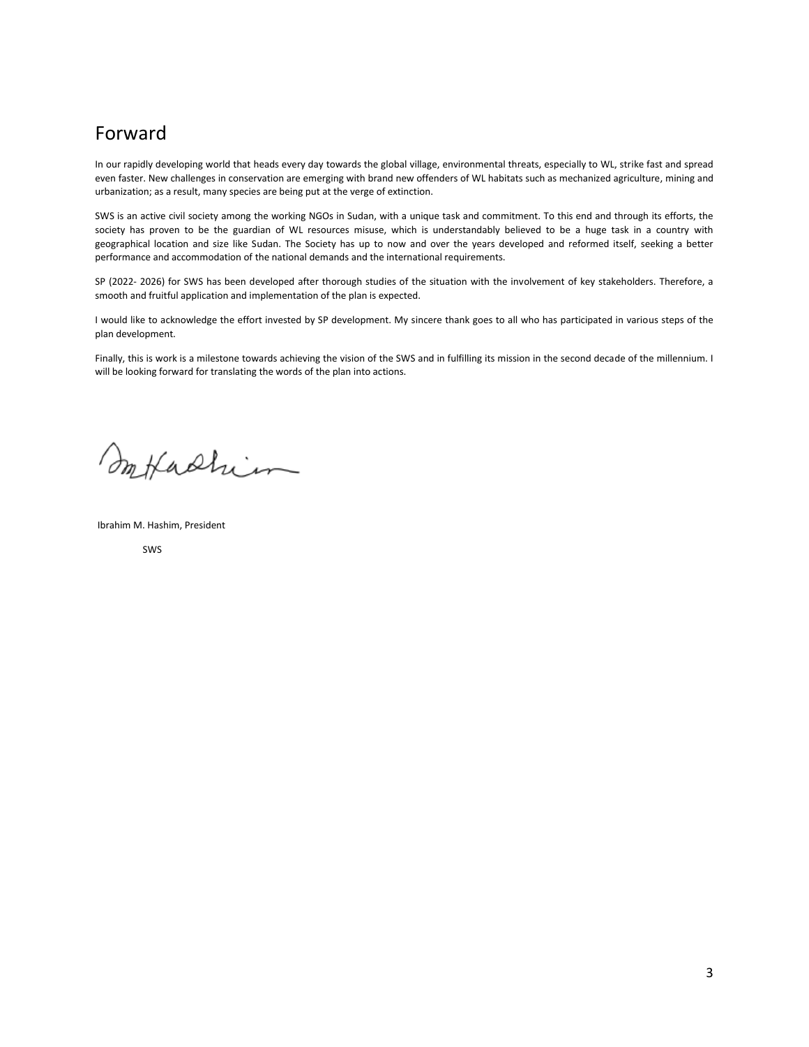# Forward

In our rapidly developing world that heads every day towards the global village, environmental threats, especially to WL, strike fast and spread even faster. New challenges in conservation are emerging with brand new offenders of WL habitats such as mechanized agriculture, mining and urbanization; as a result, many species are being put at the verge of extinction.

SWS is an active civil society among the working NGOs in Sudan, with a unique task and commitment. To this end and through its efforts, the society has proven to be the guardian of WL resources misuse, which is understandably believed to be a huge task in a country with geographical location and size like Sudan. The Society has up to now and over the years developed and reformed itself, seeking a better performance and accommodation of the national demands and the international requirements.

SP (2022- 2026) for SWS has been developed after thorough studies of the situation with the involvement of key stakeholders. Therefore, a smooth and fruitful application and implementation of the plan is expected.

I would like to acknowledge the effort invested by SP development. My sincere thank goes to all who has participated in various steps of the plan development.

Finally, this is work is a milestone towards achieving the vision of the SWS and in fulfilling its mission in the second decade of the millennium. I will be looking forward for translating the words of the plan into actions.

Ibrahim M. Hashim, President

SWS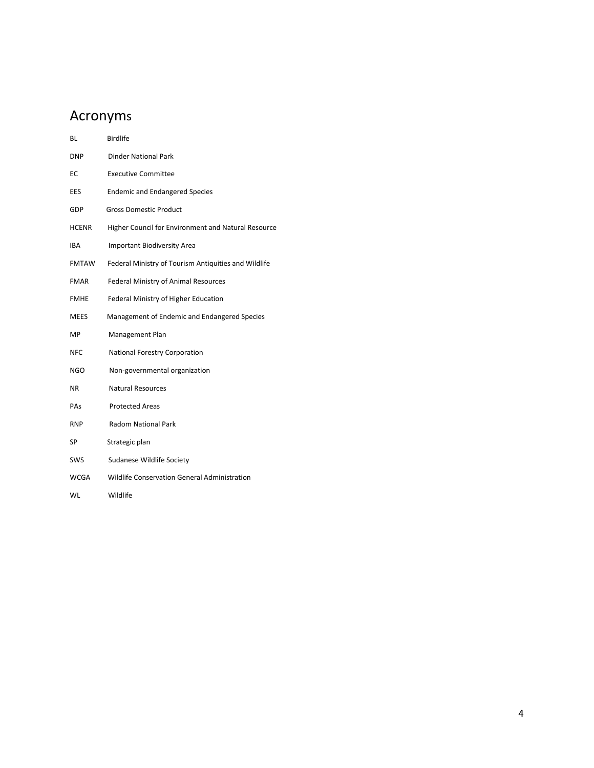# Acronyms

| | |
|---|---|
| BL | Birdlife |
| DNP | Dinder National Park |
| EC | Executive Committee |
| EES | Endemic and Endangered Species |
| GDP | Gross Domestic Product |
| HCENR | Higher Council for Environment and Natural Resource |
| IBA | Important Biodiversity Area |
| FMTAW | Federal Ministry of Tourism Antiquities and Wildlife |
| FMAR | Federal Ministry of Animal Resources |
| FMHE | Federal Ministry of Higher Education |
| MEES | Management of Endemic and Endangered Species |
| MP | Management Plan |
| NFC | National Forestry Corporation |
| NGO | Non-governmental organization |
| NR | Natural Resources |
| PAs | Protected Areas |
| RNP | Radom National Park |
| SP | Strategic plan |
| SWS | Sudanese Wildlife Society |
| WCGA | Wildlife Conservation General Administration |
| WL | Wildlife |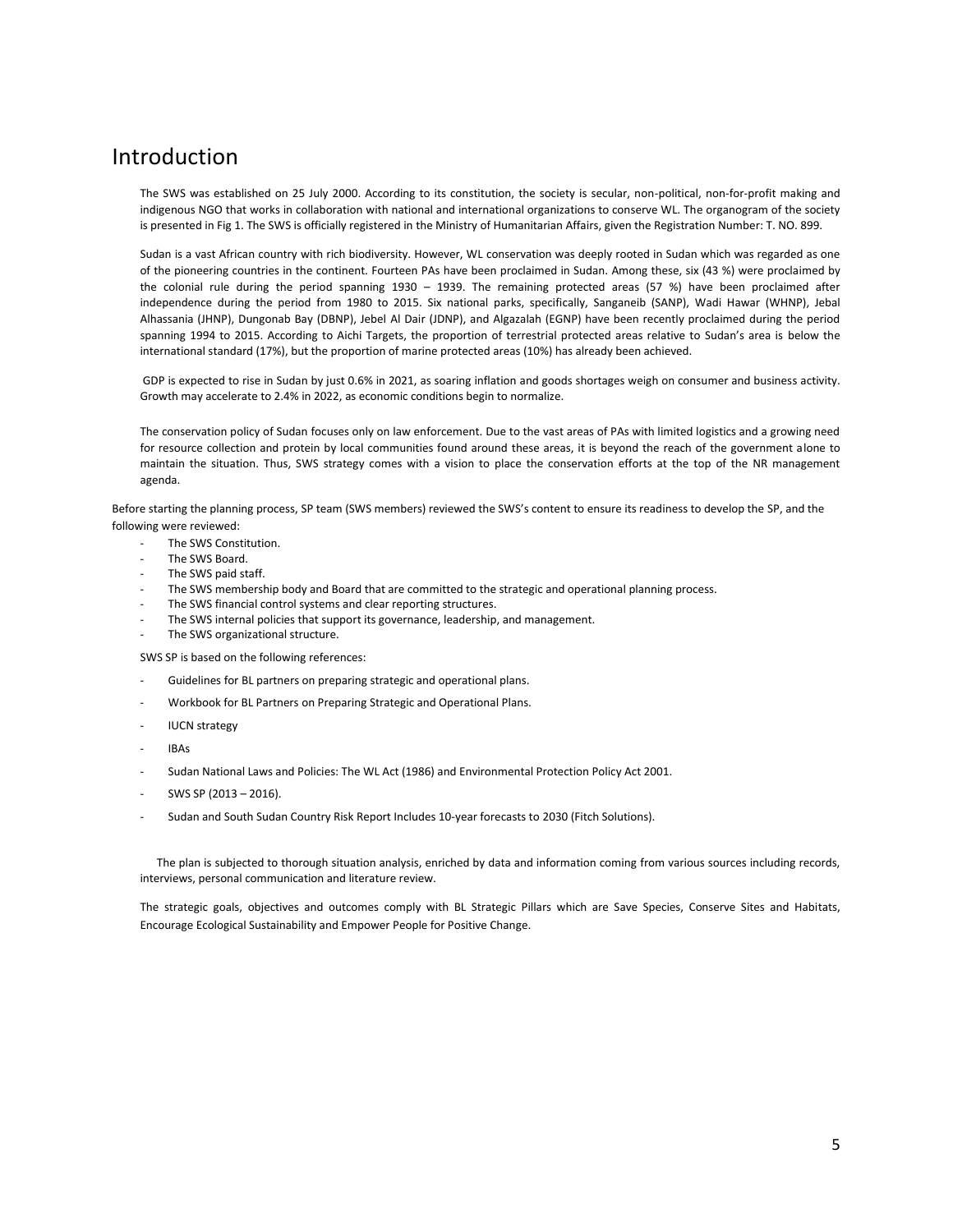# Introduction

The SWS was established on 25 July 2000. According to its constitution, the society is secular, non-political, non-for-profit making and indigenous NGO that works in collaboration with national and international organizations to conserve WL. The organogram of the society is presented in Fig 1. The SWS is officially registered in the Ministry of Humanitarian Affairs, given the Registration Number: T. NO. 899.

Sudan is a vast African country with rich biodiversity. However, WL conservation was deeply rooted in Sudan which was regarded as one of the pioneering countries in the continent. Fourteen PAs have been proclaimed in Sudan. Among these, six (43 %) were proclaimed by the colonial rule during the period spanning 1930 – 1939. The remaining protected areas (57 %) have been proclaimed after independence during the period from 1980 to 2015. Six national parks, specifically, Sanganeib (SANP), Wadi Hawar (WHNP), Jebal Alhassania (JHNP), Dungonab Bay (DBNP), Jebel Al Dair (JDNP), and Algazalah (EGNP) have been recently proclaimed during the period spanning 1994 to 2015. According to Aichi Targets, the proportion of terrestrial protected areas relative to Sudan's area is below the international standard (17%), but the proportion of marine protected areas (10%) has already been achieved.

GDP is expected to rise in Sudan by just 0.6% in 2021, as soaring inflation and goods shortages weigh on consumer and business activity. Growth may accelerate to 2.4% in 2022, as economic conditions begin to normalize.

The conservation policy of Sudan focuses only on law enforcement. Due to the vast areas of PAs with limited logistics and a growing need for resource collection and protein by local communities found around these areas, it is beyond the reach of the government alone to maintain the situation. Thus, SWS strategy comes with a vision to place the conservation efforts at the top of the NR management agenda.

Before starting the planning process, SP team (SWS members) reviewed the SWS's content to ensure its readiness to develop the SP, and the following were reviewed:

- The SWS Constitution.
- The SWS Board.
- The SWS paid staff.
- The SWS membership body and Board that are committed to the strategic and operational planning process.
- The SWS financial control systems and clear reporting structures.
- The SWS internal policies that support its governance, leadership, and management.
- The SWS organizational structure.

SWS SP is based on the following references:

- Guidelines for BL partners on preparing strategic and operational plans.
- Workbook for BL Partners on Preparing Strategic and Operational Plans.
- IUCN strategy
- IBAs
- Sudan National Laws and Policies: The WL Act (1986) and Environmental Protection Policy Act 2001.
- SWS SP (2013 – 2016).
- Sudan and South Sudan Country Risk Report Includes 10-year forecasts to 2030 (Fitch Solutions).

The plan is subjected to thorough situation analysis, enriched by data and information coming from various sources including records, interviews, personal communication and literature review.

The strategic goals, objectives and outcomes comply with BL Strategic Pillars which are Save Species, Conserve Sites and Habitats, Encourage Ecological Sustainability and Empower People for Positive Change.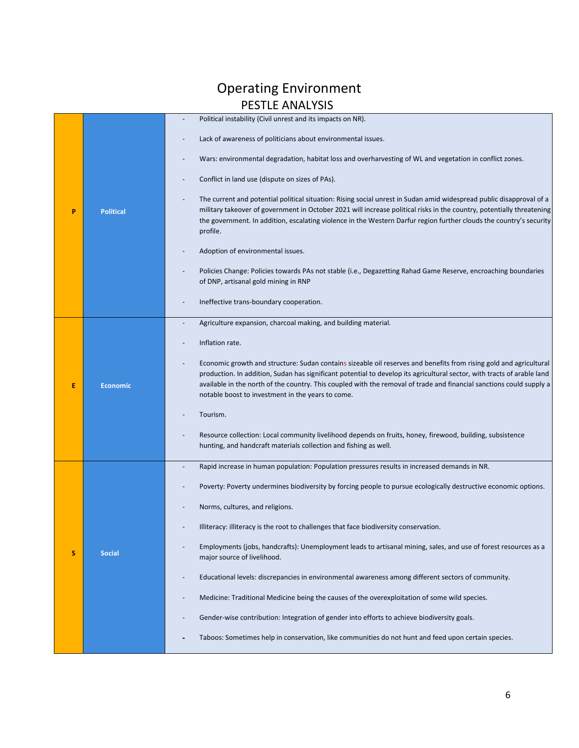# Operating Environment

## PESTLE ANALYSIS

| | | |
|---|---|---|
| P | Political | - Political instability (Civil unrest and its impacts on NR).<br>- Lack of awareness of politicians about environmental issues.<br>- Wars: environmental degradation, habitat loss and overharvesting of WL and vegetation in conflict zones.<br>- Conflict in land use (dispute on sizes of PAs).<br>- The current and potential political situation: Rising social unrest in Sudan amid widespread public disapproval of a military takeover of government in October 2021 will increase political risks in the country, potentially threatening the government. In addition, escalating violence in the Western Darfur region further clouds the country's security profile.<br>- Adoption of environmental issues.<br>- Policies Change: Policies towards PAs not stable (i.e., Degazetting Rahad Game Reserve, encroaching boundaries of DNP, artisanal gold mining in RNP<br>- Ineffective trans-boundary cooperation. |
| E | Economic | - Agriculture expansion, charcoal making, and building material.<br>- Inflation rate.<br>- Economic growth and structure: Sudan contains sizeable oil reserves and benefits from rising gold and agricultural production. In addition, Sudan has significant potential to develop its agricultural sector, with tracts of arable land available in the north of the country. This coupled with the removal of trade and financial sanctions could supply a notable boost to investment in the years to come.<br>- Tourism.<br>- Resource collection: Local community livelihood depends on fruits, honey, firewood, building, subsistence hunting, and handcraft materials collection and fishing as well. |
| S | Social | - Rapid increase in human population: Population pressures results in increased demands in NR.<br>- Poverty: Poverty undermines biodiversity by forcing people to pursue ecologically destructive economic options.<br>- Norms, cultures, and religions.<br>- Illiteracy: illiteracy is the root to challenges that face biodiversity conservation.<br>- Employments (jobs, handcrafts): Unemployment leads to artisanal mining, sales, and use of forest resources as a major source of livelihood.<br>- Educational levels: discrepancies in environmental awareness among different sectors of community.<br>- Medicine: Traditional Medicine being the causes of the overexploitation of some wild species.<br>- Gender-wise contribution: Integration of gender into efforts to achieve biodiversity goals.<br>- Taboos: Sometimes help in conservation, like communities do not hunt and feed upon certain species. |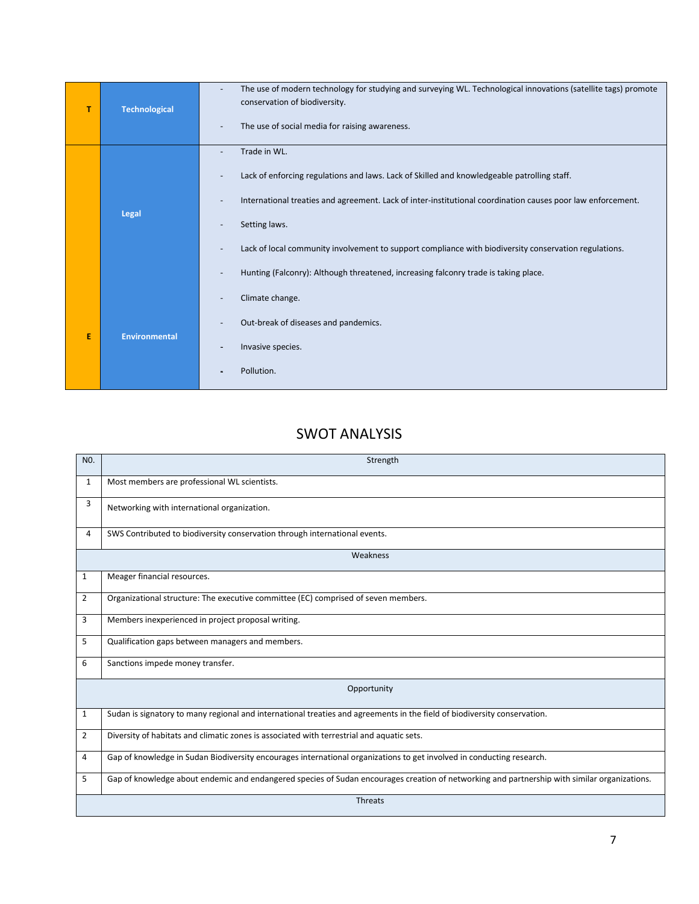| | | |
|---|---|---|
| T | Technological | - The use of modern technology for studying and surveying WL. Technological innovations (satellite tags) promote conservation of biodiversity.<br>- The use of social media for raising awareness. |
| | Legal | - Trade in WL.<br>- Lack of enforcing regulations and laws. Lack of Skilled and knowledgeable patrolling staff.<br>- International treaties and agreement. Lack of inter-institutional coordination causes poor law enforcement.<br>- Setting laws.<br>- Lack of local community involvement to support compliance with biodiversity conservation regulations.<br>- Hunting (Falconry): Although threatened, increasing falconry trade is taking place. |
| E | Environmental | - Climate change.<br>- Out-break of diseases and pandemics.<br>- Invasive species.<br>- Pollution. |

## SWOT ANALYSIS

| N0. | Strength |
|---|---|
| 1 | Most members are professional WL scientists. |
| 3 | Networking with international organization. |
| 4 | SWS Contributed to biodiversity conservation through international events. |
| | Weakness |
| 1 | Meager financial resources. |
| 2 | Organizational structure: The executive committee (EC) comprised of seven members. |
| 3 | Members inexperienced in project proposal writing. |
| 5 | Qualification gaps between managers and members. |
| 6 | Sanctions impede money transfer. |
| | Opportunity |
| 1 | Sudan is signatory to many regional and international treaties and agreements in the field of biodiversity conservation. |
| 2 | Diversity of habitats and climatic zones is associated with terrestrial and aquatic sets. |
| 4 | Gap of knowledge in Sudan Biodiversity encourages international organizations to get involved in conducting research. |
| 5 | Gap of knowledge about endemic and endangered species of Sudan encourages creation of networking and partnership with similar organizations. |
| | Threats |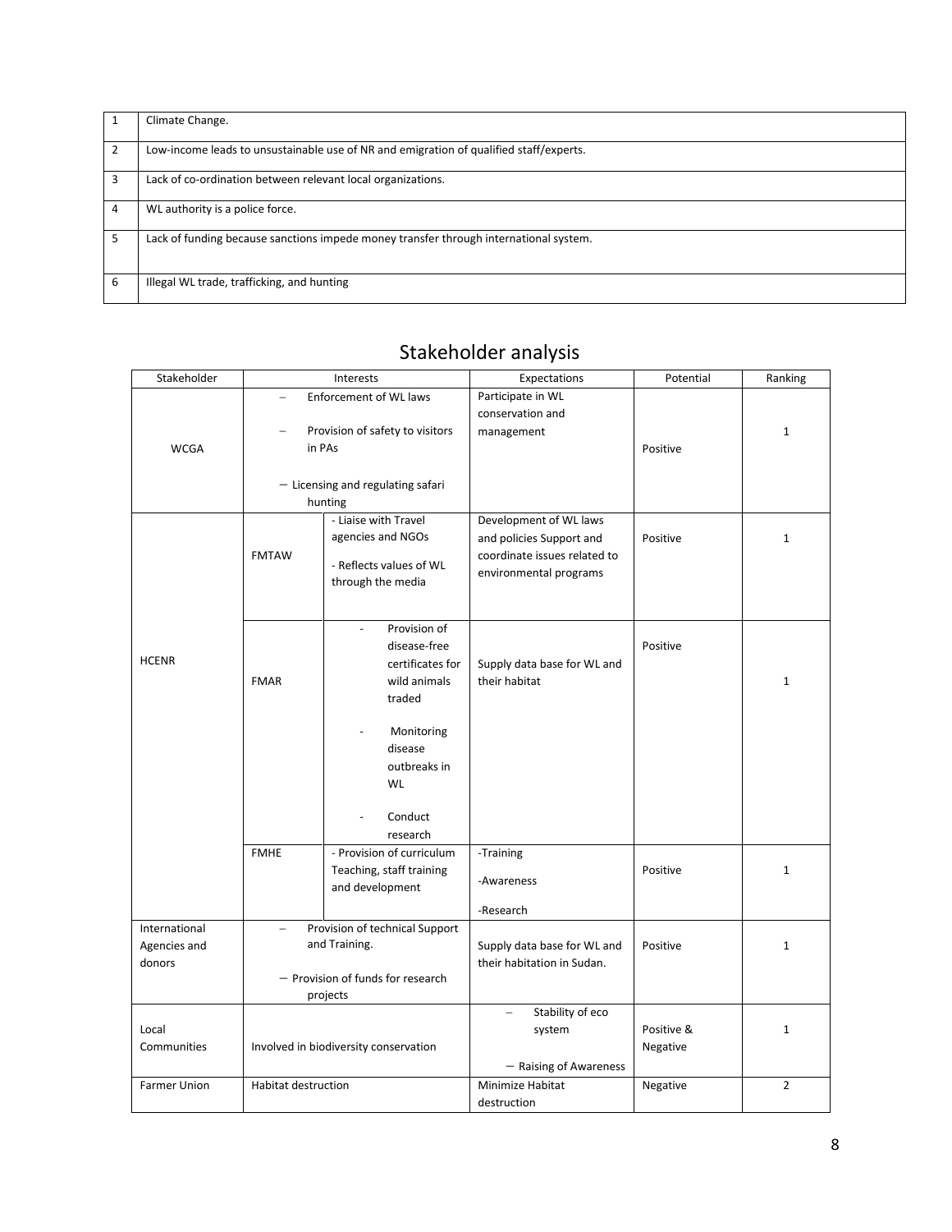| | |
|---|---|
| 1 | Climate Change. |
| 2 | Low-income leads to unsustainable use of NR and emigration of qualified staff/experts. |
| 3 | Lack of co-ordination between relevant local organizations. |
| 4 | WL authority is a police force. |
| 5 | Lack of funding because sanctions impede money transfer through international system. |
| 6 | Illegal WL trade, trafficking, and hunting |

# Stakeholder analysis

| Stakeholder | Interests | | Expectations | Potential | Ranking |
|---|---|---|---|---|---|
| WCGA | – Enforcement of WL laws<br>– Provision of safety to visitors in PAs<br>– Licensing and regulating safari hunting | | Participate in WL conservation and management | Positive | 1 |
| HCENR | FMTAW | - Liaise with Travel agencies and NGOs<br>- Reflects values of WL through the media | Development of WL laws and policies Support and coordinate issues related to environmental programs | Positive | 1 |
| | FMAR | - Provision of disease-free certificates for wild animals traded<br>- Monitoring disease outbreaks in WL<br>- Conduct research | Supply data base for WL and their habitat | Positive | 1 |
| | FMHE | - Provision of curriculum Teaching, staff training and development | -Training<br>-Awareness<br>-Research | Positive | 1 |
| International Agencies and donors | – Provision of technical Support and Training.<br>– Provision of funds for research projects | | Supply data base for WL and their habitation in Sudan. | Positive | 1 |
| Local Communities | Involved in biodiversity conservation | | – Stability of eco system<br>– Raising of Awareness | Positive & Negative | 1 |
| Farmer Union | Habitat destruction | | Minimize Habitat destruction | Negative | 2 |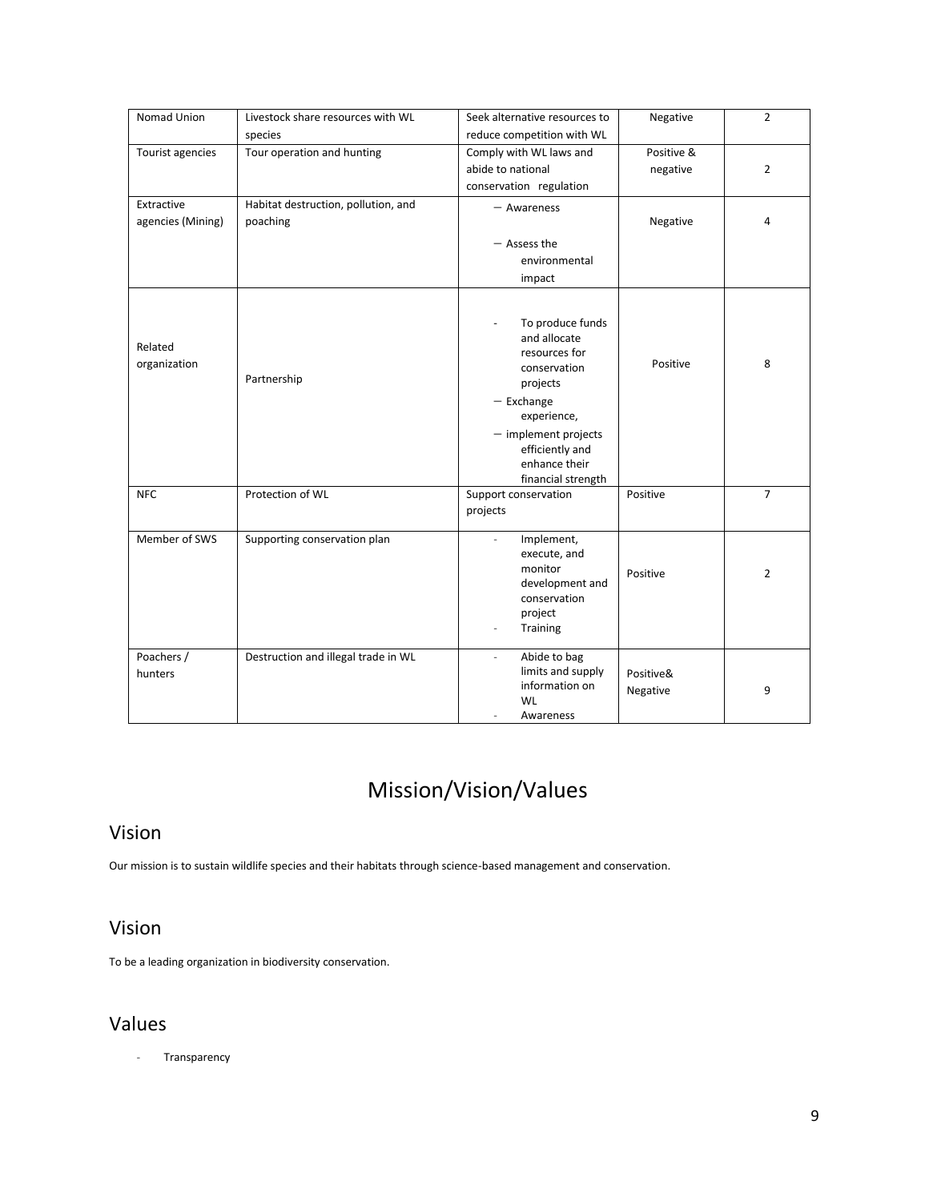| | | | | |
|---|---|---|---|---|
| Nomad Union | Livestock share resources with WL species | Seek alternative resources to reduce competition with WL | Negative | 2 |
| Tourist agencies | Tour operation and hunting | Comply with WL laws and abide to national conservation regulation | Positive & negative | 2 |
| Extractive agencies (Mining) | Habitat destruction, pollution, and poaching | – Awareness<br>– Assess the environmental impact | Negative | 4 |
| Related organization | Partnership | - To produce funds and allocate resources for conservation projects<br>– Exchange experience,<br>– implement projects efficiently and enhance their financial strength | Positive | 8 |
| NFC | Protection of WL | Support conservation projects | Positive | 7 |
| Member of SWS | Supporting conservation plan | - Implement, execute, and monitor development and conservation project<br>- Training | Positive | 2 |
| Poachers / hunters | Destruction and illegal trade in WL | - Abide to bag limits and supply information on WL<br>- Awareness | Positive& Negative | 9 |

# Mission/Vision/Values

## Vision

Our mission is to sustain wildlife species and their habitats through science-based management and conservation.

## Vision

To be a leading organization in biodiversity conservation.

## Values

- Transparency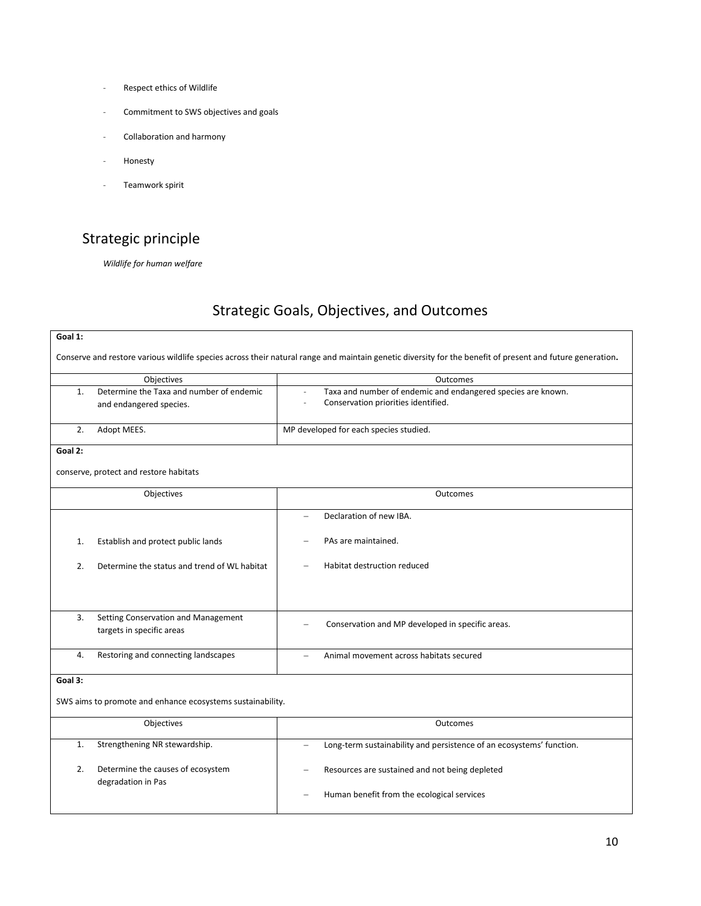- Respect ethics of Wildlife
- Commitment to SWS objectives and goals
- Collaboration and harmony
- Honesty
- Teamwork spirit

## Strategic principle

*Wildlife for human welfare*

## Strategic Goals, Objectives, and Outcomes

| | |
|---|---|
| **Goal 1:** Conserve and restore various wildlife species across their natural range and maintain genetic diversity for the benefit of present and future generation**.** | |
| Objectives | Outcomes |
| 1. Determine the Taxa and number of endemic and endangered species. | - Taxa and number of endemic and endangered species are known.<br>- Conservation priorities identified. |
| 2. Adopt MEES. | MP developed for each species studied. |
| **Goal 2:** conserve, protect and restore habitats | |
| Objectives | Outcomes |
| 1. Establish and protect public lands<br>2. Determine the status and trend of WL habitat | – Declaration of new IBA.<br>– PAs are maintained.<br>– Habitat destruction reduced |
| 3. Setting Conservation and Management targets in specific areas | – Conservation and MP developed in specific areas. |
| 4. Restoring and connecting landscapes | – Animal movement across habitats secured |
| **Goal 3:** SWS aims to promote and enhance ecosystems sustainability. | |
| Objectives | Outcomes |
| 1. Strengthening NR stewardship.<br>2. Determine the causes of ecosystem degradation in Pas | – Long-term sustainability and persistence of an ecosystems' function.<br>– Resources are sustained and not being depleted<br>– Human benefit from the ecological services |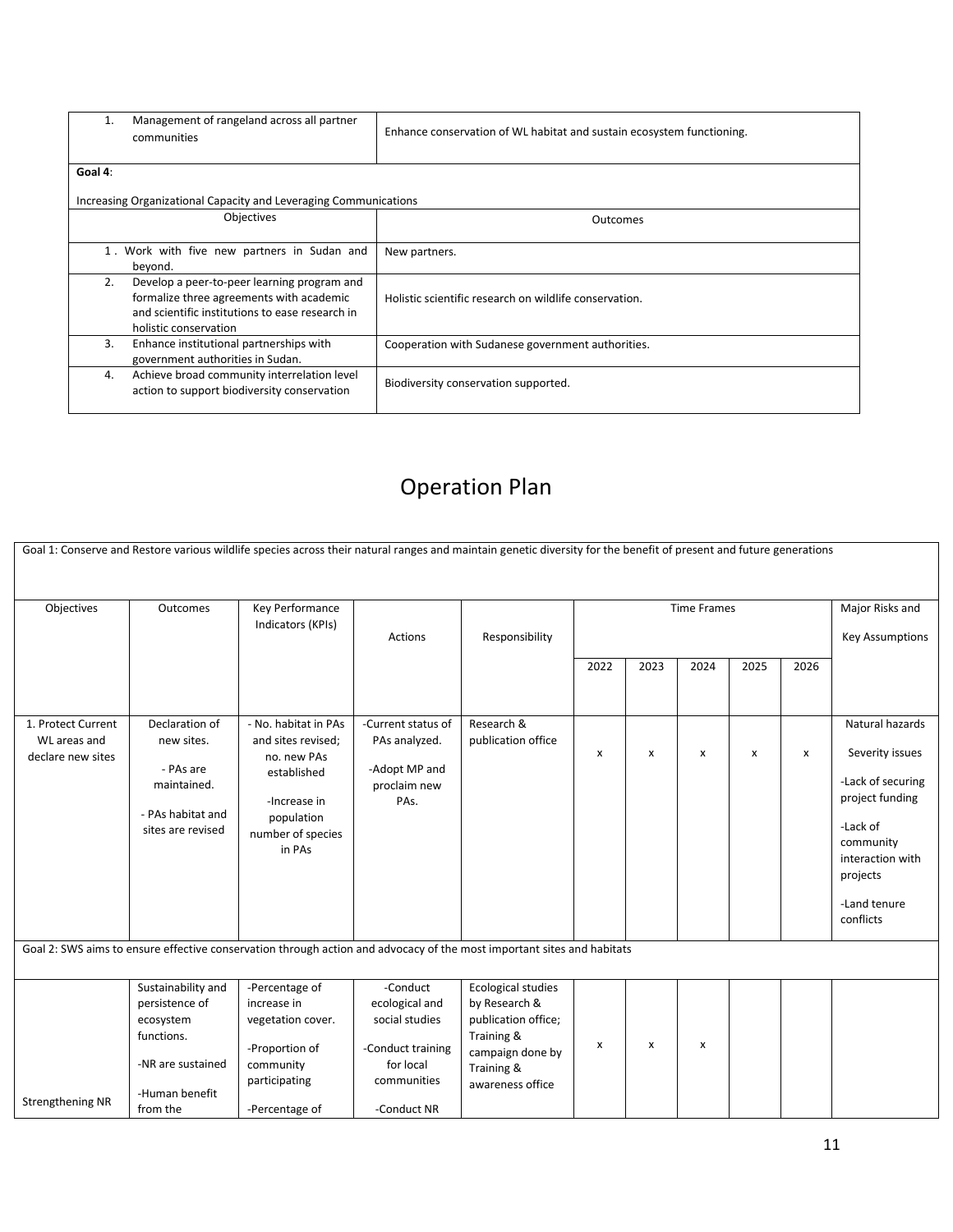| | |
|---|---|
| 1. Management of rangeland across all partner communities | Enhance conservation of WL habitat and sustain ecosystem functioning. |
| **Goal 4**: Increasing Organizational Capacity and Leveraging Communications | |
| Objectives | Outcomes |
| 1. Work with five new partners in Sudan and beyond. | New partners. |
| 2. Develop a peer-to-peer learning program and formalize three agreements with academic and scientific institutions to ease research in holistic conservation | Holistic scientific research on wildlife conservation. |
| 3. Enhance institutional partnerships with government authorities in Sudan. | Cooperation with Sudanese government authorities. |
| 4. Achieve broad community interrelation level action to support biodiversity conservation | Biodiversity conservation supported. |

# Operation Plan

| Goal 1: Conserve and Restore various wildlife species across their natural ranges and maintain genetic diversity for the benefit of present and future generations | | | | | | | | | | |
|---|---|---|---|---|---|---|---|---|---|---|
| Objectives | Outcomes | Key Performance Indicators (KPIs) | Actions | Responsibility | Time Frames | | | | | Major Risks and Key Assumptions |
| | | | | | 2022 | 2023 | 2024 | 2025 | 2026 | |
| 1. Protect Current WL areas and declare new sites | Declaration of new sites.<br>- PAs are maintained.<br>- PAs habitat and sites are revised | - No. habitat in PAs and sites revised; no. new PAs established<br>-Increase in population number of species in PAs | -Current status of PAs analyzed.<br>-Adopt MP and proclaim new PAs. | Research & publication office | x | x | x | x | x | Natural hazards<br>Severity issues<br>-Lack of securing project funding<br>-Lack of community interaction with projects<br>-Land tenure conflicts |
| Goal 2: SWS aims to ensure effective conservation through action and advocacy of the most important sites and habitats | | | | | | | | | | |
| Strengthening NR | Sustainability and persistence of ecosystem functions.<br>-NR are sustained<br>-Human benefit from the | -Percentage of increase in vegetation cover.<br>-Proportion of community participating<br>-Percentage of | -Conduct ecological and social studies<br>-Conduct training for local communities<br>-Conduct NR | Ecological studies by Research & publication office; Training & campaign done by Training & awareness office | x | x | x | | | |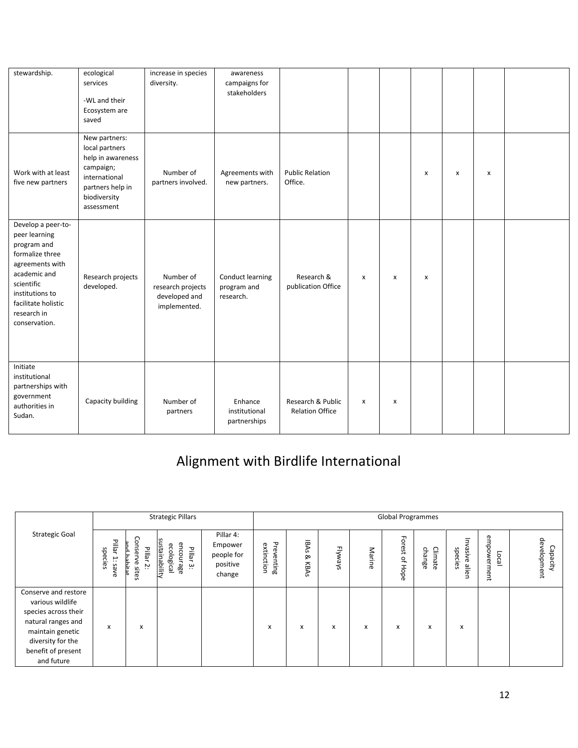| | | | | | | | | | | |
|---|---|---|---|---|---|---|---|---|---|---|
| stewardship. | ecological services<br><br>-WL and their Ecosystem are saved | increase in species diversity. | awareness campaigns for stakeholders | | | | | | | |
| Work with at least five new partners | New partners: local partners help in awareness campaign; international partners help in biodiversity assessment | Number of partners involved. | Agreements with new partners. | Public Relation Office. | | | x | x | x | |
| Develop a peer-to-peer learning program and formalize three agreements with academic and scientific institutions to facilitate holistic research in conservation. | Research projects developed. | Number of research projects developed and implemented. | Conduct learning program and research. | Research & publication Office | x | x | x | | | |
| Initiate institutional partnerships with government authorities in Sudan. | Capacity building | Number of partners | Enhance institutional partnerships | Research & Public Relation Office | x | x | | | | |

# Alignment with Birdlife International

| Strategic Goal | Strategic Pillars | | | | Global Programmes | | | | | | | | |
|---|---|---|---|---|---|---|---|---|---|---|---|---|---|
| | Pillar 1: save species | Pillar 2: Conserve sites and habitat | Pillar 3: encourage ecological sustainability | Pillar 4: Empower people for positive change | Preventing extinction | IBAs & KBAs | Flyways | Marine | Forest of Hope | Climate change | Invasive alien species | Local empowerment | Capacity development |
| Conserve and restore various wildlife species across their natural ranges and maintain genetic diversity for the benefit of present and future | x | x | | | x | x | x | x | x | x | x | | |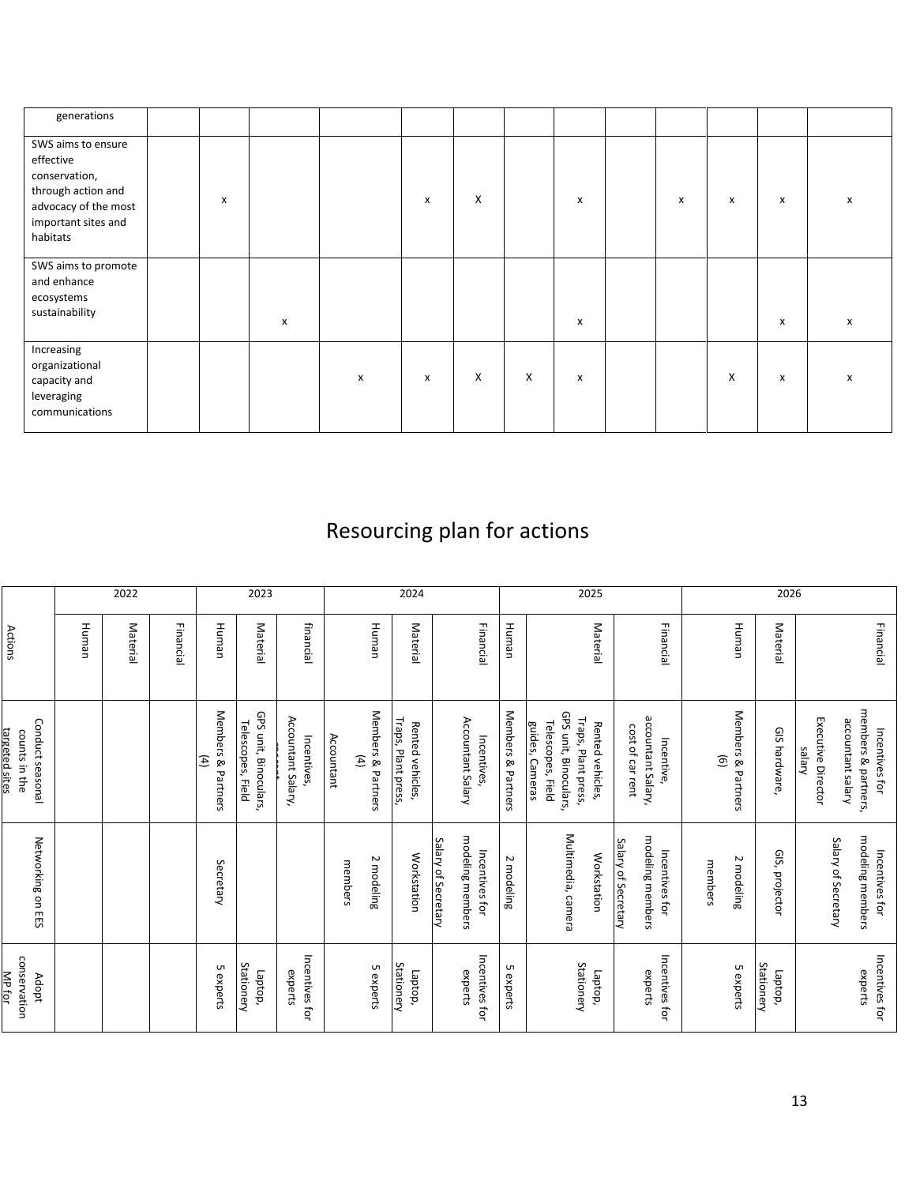| | | | | | | | | | | | | | |
|---|---|---|---|---|---|---|---|---|---|---|---|---|---|
| generations | | | | | | | | | | | | | |
| SWS aims to ensure effective conservation, through action and advocacy of the most important sites and habitats | | x | | | x | X | | x | | x | x | x | x |
| SWS aims to promote and enhance ecosystems sustainability | | | x | | | | | x | | | | x | x |
| Increasing organizational capacity and leveraging communications | | | | x | x | X | X | x | | | X | x | x |

## Resourcing plan for actions

| Actions | 2022 | | | 2023 | | | 2024 | | | 2025 | | | 2026 | | |
|---|---|---|---|---|---|---|---|---|---|---|---|---|---|---|---|
| | Human | Material | Financial | Human | Material | financial | Human | Material | Financial | Human | Material | Financial | Human | Material | Financial |
| Conduct seasonal counts in the targeted sites | | | | Members & Partners (4) | GPS unit, Binoculars, Telescopes, Field | Incentives, Accountant Salary, | Members & Partners (4) Accountant | Rented vehicles, Traps, Plant press, | Incentives, Accountant Salary | Members & Partners | Rented vehicles, Traps, Plant press, GPS unit, Binoculars, Telescopes, Field guides, Cameras | Incentive, accountant Salary, cost of car rent | Members & Partners (6) | GIS hardware, | Incentives for members & partners, accountant salary Executive Director salary |
| Networking on EES | | | | Secretary | | | 2 modeling members | Workstation | Incentives for modeling members Salary of Secretary | 2 modeling | Workstation Multimedia, camera | Incentives for modeling members Salary of Secretary | 2 modeling members | GIS, projector | Incentives for modeling members Salary of Secretary |
| Adopt conservation MP for | | | | 5 experts | Laptop, Stationery | Incentives for experts | 5 experts | Laptop, Stationery | Incentives for experts | 5 experts | Laptop, Stationery | Incentives for experts | 5 experts | Laptop, Stationery | Incentives for experts |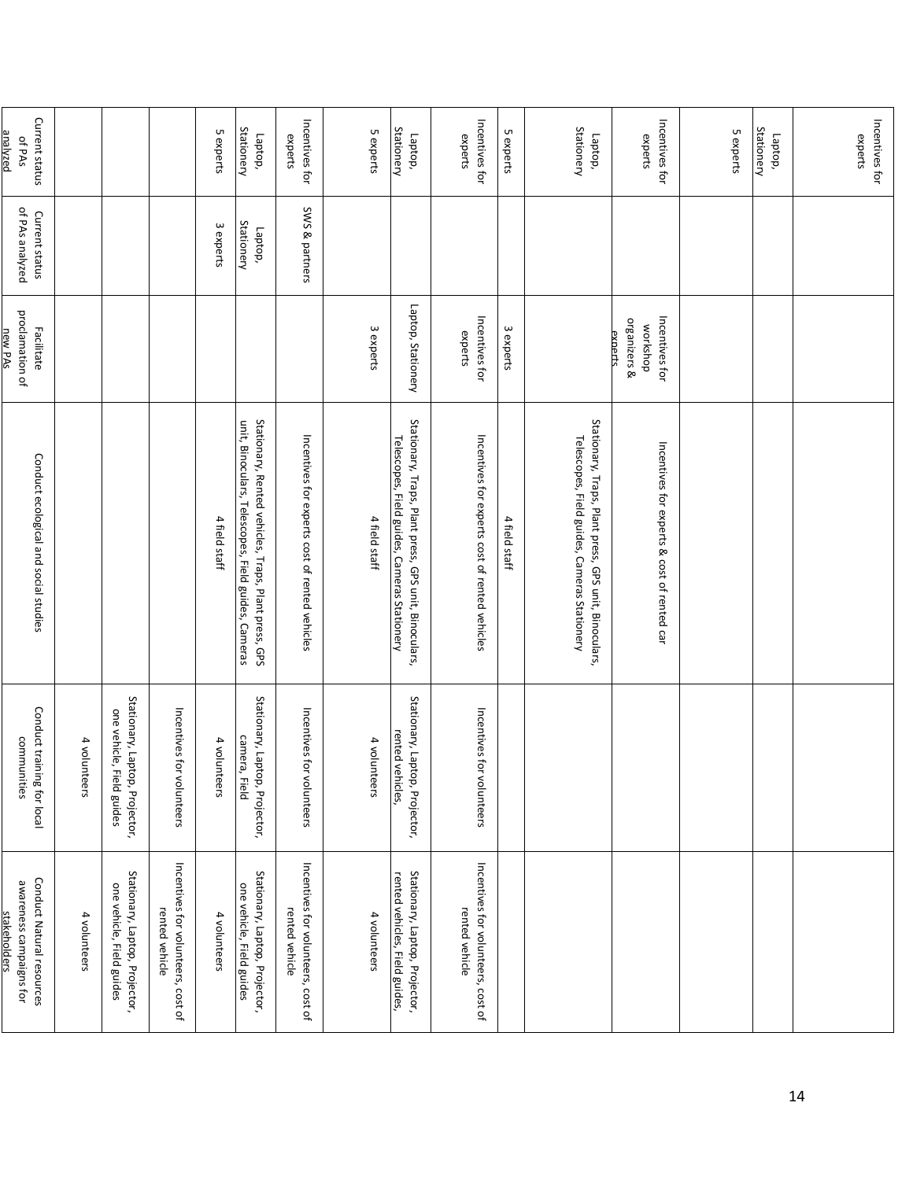| Current status of PAs analyzed | Current status of PAs analyzed | Facilitate proclamation of new PAs | Conduct ecological and social studies | Conduct training for local communities | Conduct Natural resources awareness campaigns for stakeholders |
|---|---|---|---|---|---|
| | | | | 4 volunteers | 4 volunteers |
| | | | | Stationary, Laptop, Projector, one vehicle, Field guides | Stationary, Laptop, Projector, one vehicle, Field guides |
| | | | | Incentives for volunteers | Incentives for volunteers, cost of rented vehicle |
| 5 experts | 3 experts | | 4 field staff | 4 volunteers | 4 volunteers |
| Laptop, Stationery | Laptop, Stationery | | Stationary, Rented vehicles, Traps, Plant press, GPS unit, Binoculars, Telescopes, Field guides, Cameras | Stationary, Laptop, Projector, camera, Field | Stationary, Laptop, Projector, one vehicle, Field guides |
| Incentives for experts | SWS & partners | | Incentives for experts cost of rented vehicles | Incentives for volunteers | Incentives for volunteers, cost of rented vehicle |
| 5 experts | | 3 experts | 4 field staff | 4 volunteers | 4 volunteers |
| Laptop, Stationery | | Laptop, Stationery | Stationary, Traps, Plant press, GPS unit, Binoculars, Telescopes, Field guides, Cameras Stationery | Stationary, Laptop, Projector, rented vehicles, | Stationary, Laptop, Projector, rented vehicles, Field guides, |
| Incentives for experts | | Incentives for experts | Incentives for experts cost of rented vehicles | Incentives for volunteers | Incentives for volunteers, cost of rented vehicle |
| 5 experts | | 3 experts | 4 field staff | | |
| Laptop, Stationery | | | Stationary, Traps, Plant press, GPS unit, Binoculars, Telescopes, Field guides, Cameras Stationery | | |
| Incentives for experts | | Incentives for workshop organizers & experts | Incentives for experts & cost of rented car | | |
| 5 experts | | | | | |
| Laptop, Stationery | | | | | |
| Incentives for experts | | | | | |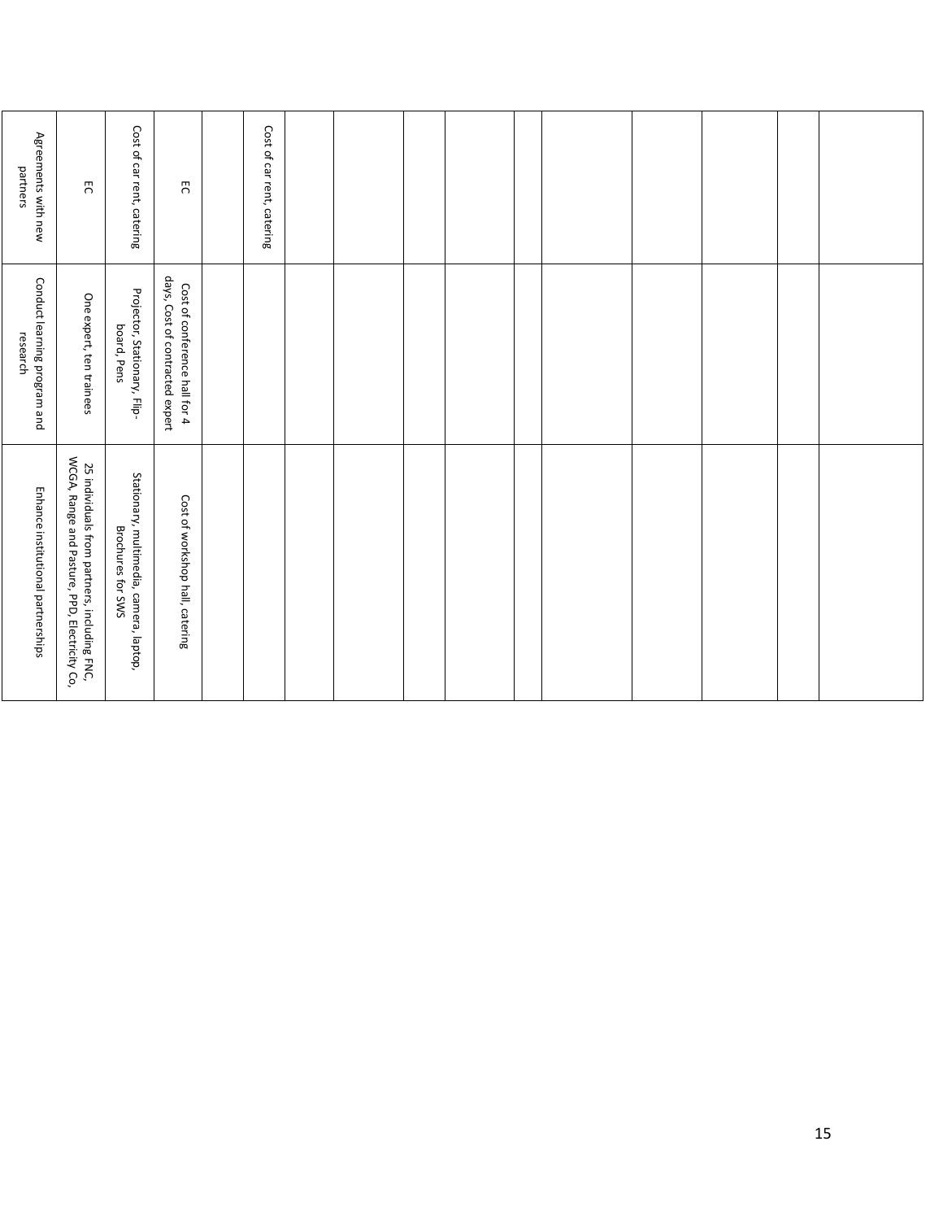| | | | | | | | | | | | | | | | |
|---|---|---|---|---|---|---|---|---|---|---|---|---|---|---|---|
| Agreements with new partners | EC | Cost of car rent, catering | EC | | Cost of car rent, catering | | | | | | | | | | |
| Conduct learning program and research | One expert, ten trainees | Projector, Stationary, Flip-board, Pens | Cost of conference hall for 4 days, Cost of contracted expert | | | | | | | | | | | | |
| Enhance institutional partnerships | 25 individuals from partners, including FNC, WCGA, Range and Pasture, PPD, Electricity Co, | Stationary, multimedia, camera, laptop, Brochures for SWS | Cost of workshop hall, catering | | | | | | | | | | | | |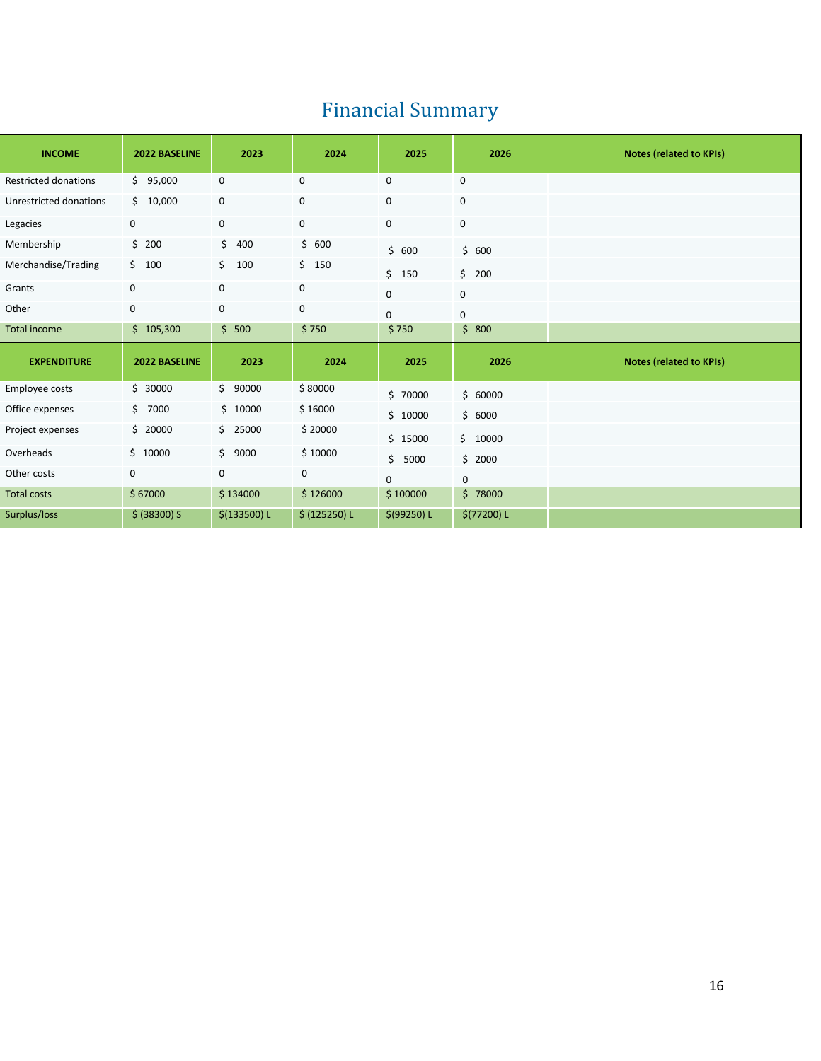# Financial Summary

| INCOME | 2022 BASELINE | 2023 | 2024 | 2025 | 2026 | Notes (related to KPIs) |
|---|---|---|---|---|---|---|
| Restricted donations | $ 95,000 | 0 | 0 | 0 | 0 | |
| Unrestricted donations | $ 10,000 | 0 | 0 | 0 | 0 | |
| Legacies | 0 | 0 | 0 | 0 | 0 | |
| Membership | $ 200 | $ 400 | $ 600 | $ 600 | $ 600 | |
| Merchandise/Trading | $ 100 | $ 100 | $ 150 | $ 150 | $ 200 | |
| Grants | 0 | 0 | 0 | 0 | 0 | |
| Other | 0 | 0 | 0 | 0 | 0 | |
| Total income | $ 105,300 | $ 500 | $ 750 | $ 750 | $ 800 | |
| **EXPENDITURE** | **2022 BASELINE** | **2023** | **2024** | **2025** | **2026** | **Notes (related to KPIs)** |
| Employee costs | $ 30000 | $ 90000 | $ 80000 | $ 70000 | $ 60000 | |
| Office expenses | $ 7000 | $ 10000 | $ 16000 | $ 10000 | $ 6000 | |
| Project expenses | $ 20000 | $ 25000 | $ 20000 | $ 15000 | $ 10000 | |
| Overheads | $ 10000 | $ 9000 | $ 10000 | $ 5000 | $ 2000 | |
| Other costs | 0 | 0 | 0 | 0 | 0 | |
| Total costs | $ 67000 | $ 134000 | $ 126000 | $ 100000 | $ 78000 | |
| Surplus/loss | $ (38300) S | $(133500) L | $ (125250) L | $(99250) L | $(77200) L | |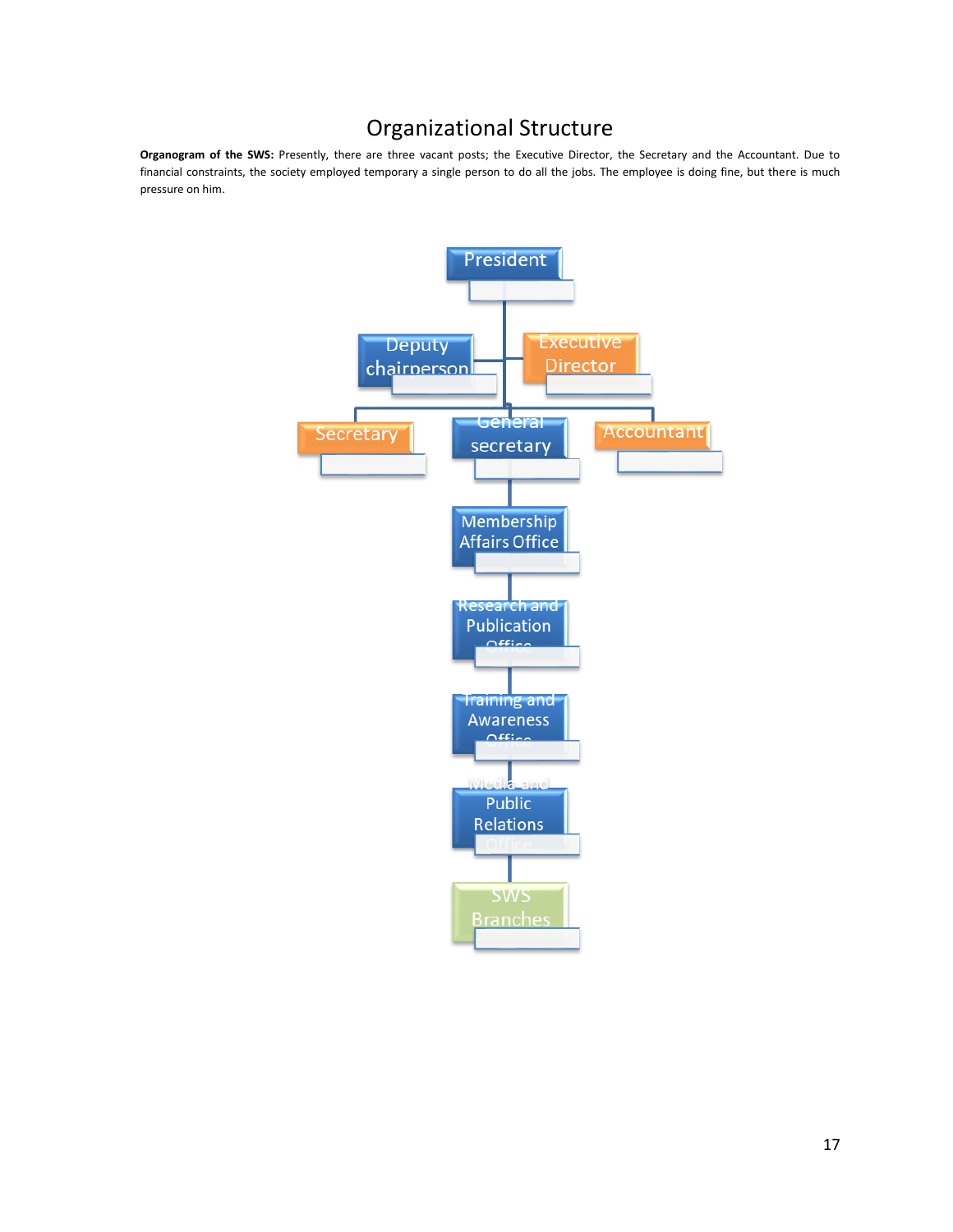# Organizational Structure

**Organogram of the SWS:** Presently, there are three vacant posts; the Executive Director, the Secretary and the Accountant. Due to financial constraints, the society employed temporary a single person to do all the jobs. The employee is doing fine, but there is much pressure on him.

President

Deputy chairperson

Executive Director

Secretary

General secretary

Accountant

Membership Affairs Office

Research and Publication Office

Training and Awareness Office

Media and Public Relations Office

SWS Branches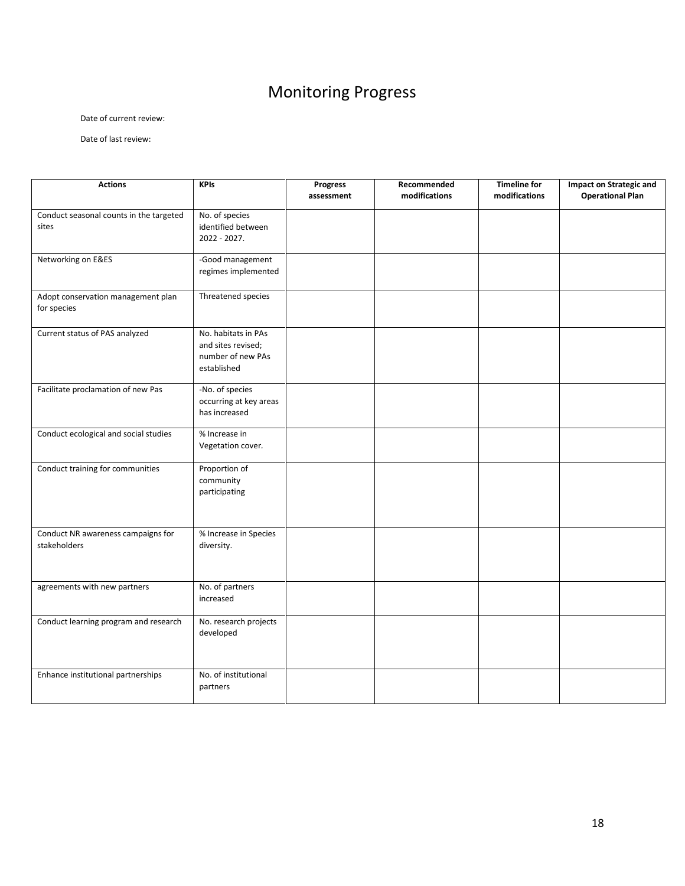# Monitoring Progress

Date of current review:

Date of last review:

| Actions | KPIs | Progress assessment | Recommended modifications | Timeline for modifications | Impact on Strategic and Operational Plan |
|---|---|---|---|---|---|
| Conduct seasonal counts in the targeted sites | No. of species identified between 2022 - 2027. | | | | |
| Networking on E&ES | -Good management regimes implemented | | | | |
| Adopt conservation management plan for species | Threatened species | | | | |
| Current status of PAS analyzed | No. habitats in PAs and sites revised; number of new PAs established | | | | |
| Facilitate proclamation of new Pas | -No. of species occurring at key areas has increased | | | | |
| Conduct ecological and social studies | % Increase in Vegetation cover. | | | | |
| Conduct training for communities | Proportion of community participating | | | | |
| Conduct NR awareness campaigns for stakeholders | % Increase in Species diversity. | | | | |
| agreements with new partners | No. of partners increased | | | | |
| Conduct learning program and research | No. research projects developed | | | | |
| Enhance institutional partnerships | No. of institutional partners | | | | |